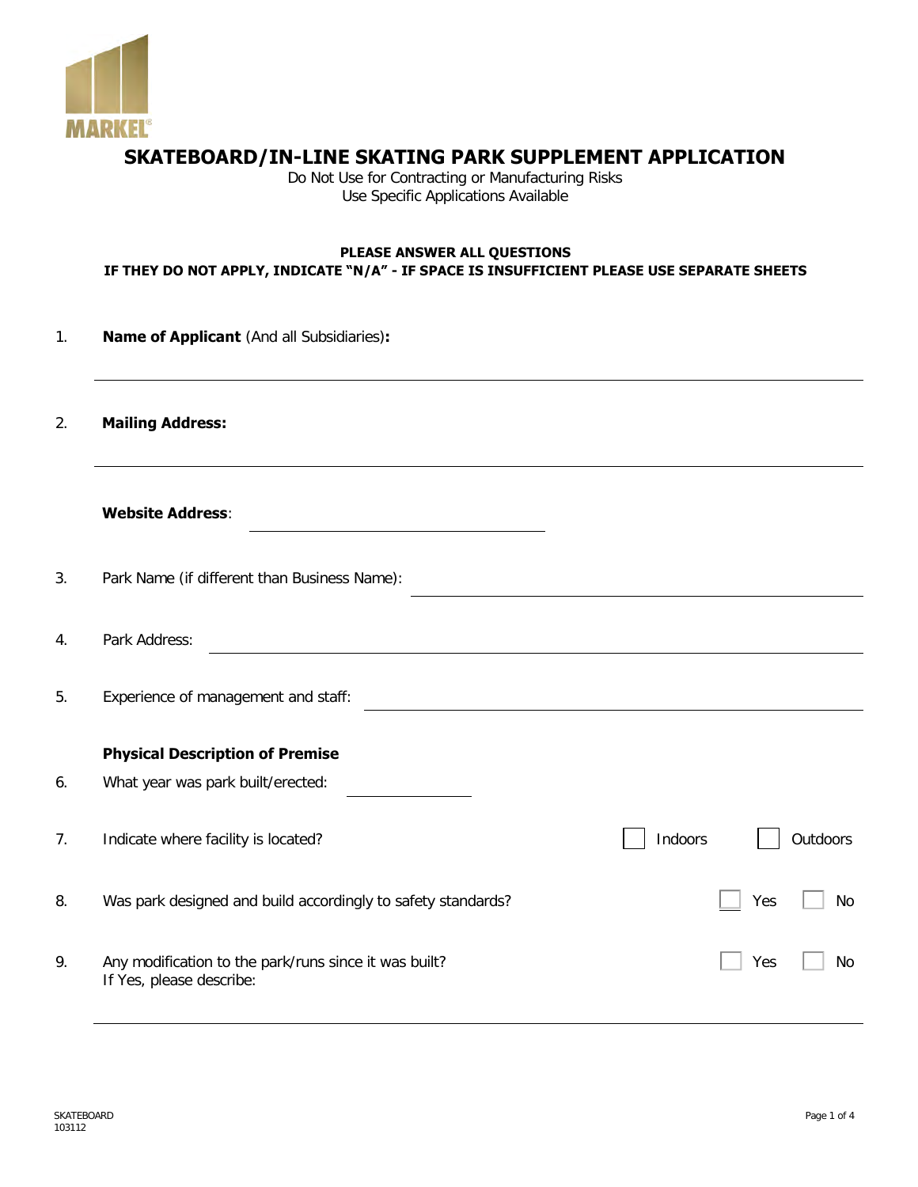MARKEL

# SKATEBOARD/IN-LINE SKATING PARK SUPPLEMENT APPLICATION

Do Not Use for Contracting or Manufacturing Risks
Use Specific Applications Available

**PLEASE ANSWER ALL QUESTIONS**
**IF THEY DO NOT APPLY, INDICATE "N/A" - IF SPACE IS INSUFFICIENT PLEASE USE SEPARATE SHEETS**

1. **Name of Applicant** (And all Subsidiaries)**:** ______________________________

2. **Mailing Address:** ______________________________

   **Website Address**: ______________________________

3. Park Name (if different than Business Name): ______________________________

4. Park Address: ______________________________

5. Experience of management and staff: ______________________________

**Physical Description of Premise**

6. What year was park built/erected: ____________

7. Indicate where facility is located? ☐ Indoors ☐ Outdoors

8. Was park designed and build accordingly to safety standards? ☐ Yes ☐ No

9. Any modification to the park/runs since it was built? ☐ Yes ☐ No
   If Yes, please describe:
   ______________________________

SKATEBOARD
103112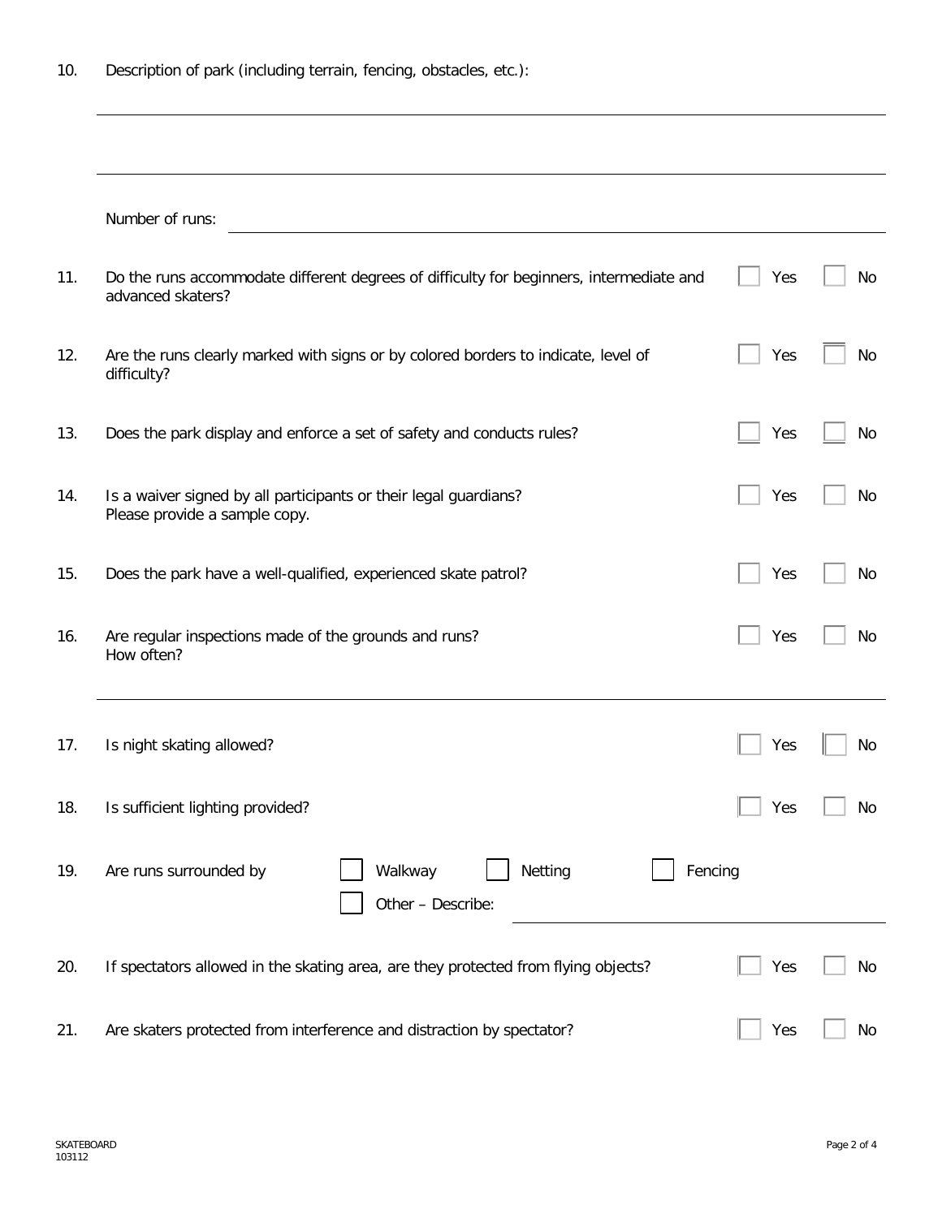10. Description of park (including terrain, fencing, obstacles, etc.):

______________________________________________________________________

______________________________________________________________________

Number of runs: ______________________________________________________

11. Do the runs accommodate different degrees of difficulty for beginners, intermediate and advanced skaters? ☐ Yes ☐ No

12. Are the runs clearly marked with signs or by colored borders to indicate, level of difficulty? ☐ Yes ☐ No

13. Does the park display and enforce a set of safety and conducts rules? ☐ Yes ☐ No

14. Is a waiver signed by all participants or their legal guardians? ☐ Yes ☐ No
    Please provide a sample copy.

15. Does the park have a well-qualified, experienced skate patrol? ☐ Yes ☐ No

16. Are regular inspections made of the grounds and runs? ☐ Yes ☐ No
    How often?

    ______________________________________________________________________

17. Is night skating allowed? ☐ Yes ☐ No

18. Is sufficient lighting provided? ☐ Yes ☐ No

19. Are runs surrounded by ☐ Walkway ☐ Netting ☐ Fencing
    ☐ Other – Describe: ______________________________

20. If spectators allowed in the skating area, are they protected from flying objects? ☐ Yes ☐ No

21. Are skaters protected from interference and distraction by spectator? ☐ Yes ☐ No

SKATEBOARD
103112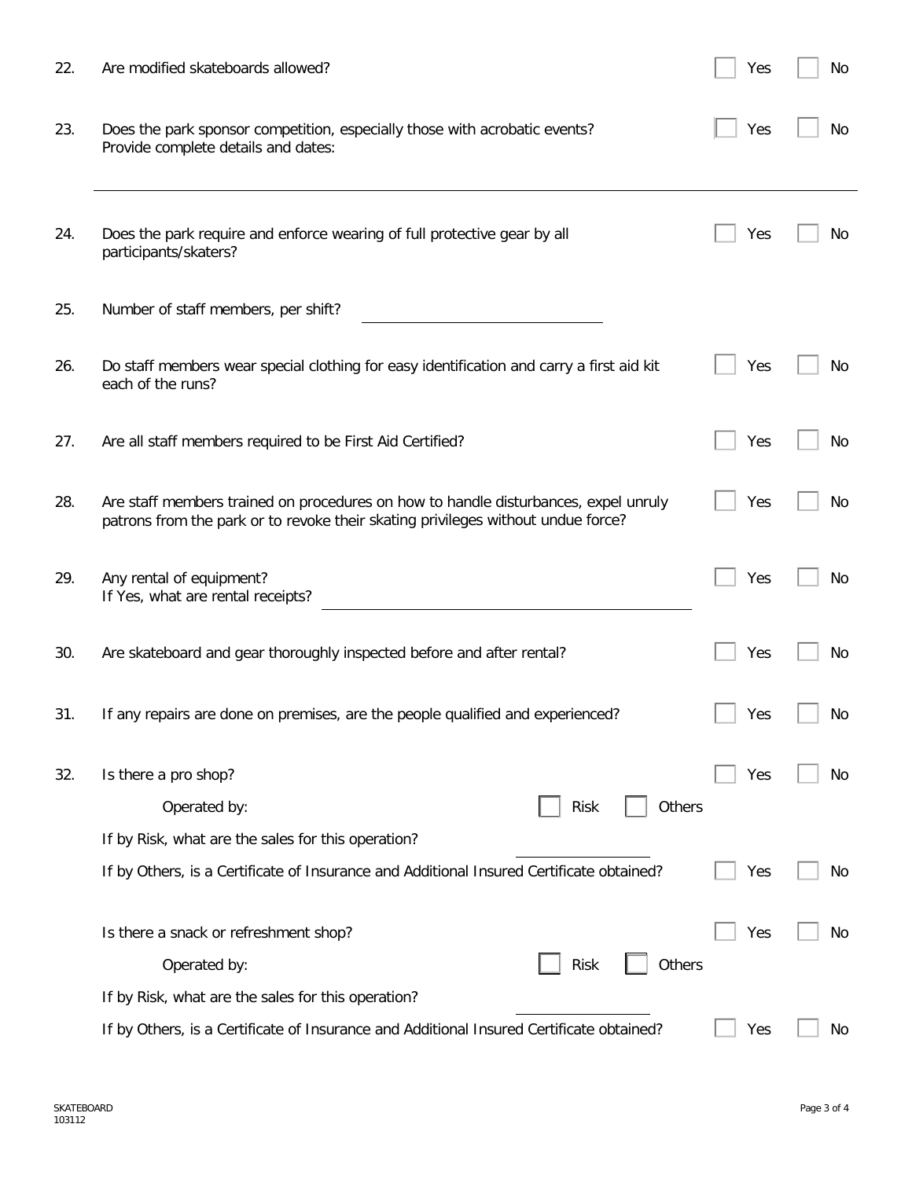22. Are modified skateboards allowed? ☐ Yes ☐ No

23. Does the park sponsor competition, especially those with acrobatic events? ☐ Yes ☐ No
    Provide complete details and dates:

    ______________________________________________________________________

24. Does the park require and enforce wearing of full protective gear by all participants/skaters? ☐ Yes ☐ No

25. Number of staff members, per shift? ______________________

26. Do staff members wear special clothing for easy identification and carry a first aid kit each of the runs? ☐ Yes ☐ No

27. Are all staff members required to be First Aid Certified? ☐ Yes ☐ No

28. Are staff members trained on procedures on how to handle disturbances, expel unruly patrons from the park or to revoke their skating privileges without undue force? ☐ Yes ☐ No

29. Any rental of equipment? ☐ Yes ☐ No
    If Yes, what are rental receipts? ______________________________

30. Are skateboard and gear thoroughly inspected before and after rental? ☐ Yes ☐ No

31. If any repairs are done on premises, are the people qualified and experienced? ☐ Yes ☐ No

32. Is there a pro shop? ☐ Yes ☐ No

    Operated by: ☐ Risk ☐ Others

    If by Risk, what are the sales for this operation? ______________

    If by Others, is a Certificate of Insurance and Additional Insured Certificate obtained? ☐ Yes ☐ No

    Is there a snack or refreshment shop? ☐ Yes ☐ No

    Operated by: ☐ Risk ☐ Others

    If by Risk, what are the sales for this operation? ______________

    If by Others, is a Certificate of Insurance and Additional Insured Certificate obtained? ☐ Yes ☐ No

SKATEBOARD
103112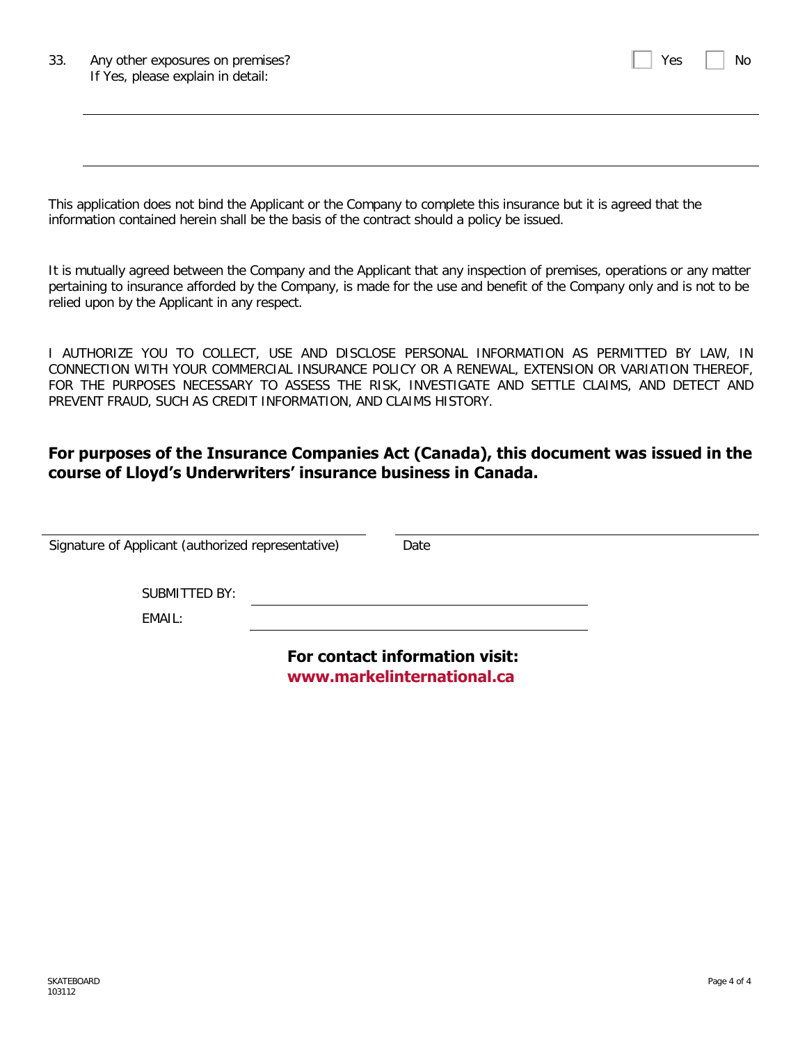33. Any other exposures on premises? ☐ Yes ☐ No
If Yes, please explain in detail:

_______________________________________________

_______________________________________________

This application does not bind the Applicant or the Company to complete this insurance but it is agreed that the information contained herein shall be the basis of the contract should a policy be issued.

It is mutually agreed between the Company and the Applicant that any inspection of premises, operations or any matter pertaining to insurance afforded by the Company, is made for the use and benefit of the Company only and is not to be relied upon by the Applicant in any respect.

I AUTHORIZE YOU TO COLLECT, USE AND DISCLOSE PERSONAL INFORMATION AS PERMITTED BY LAW, IN CONNECTION WITH YOUR COMMERCIAL INSURANCE POLICY OR A RENEWAL, EXTENSION OR VARIATION THEREOF, FOR THE PURPOSES NECESSARY TO ASSESS THE RISK, INVESTIGATE AND SETTLE CLAIMS, AND DETECT AND PREVENT FRAUD, SUCH AS CREDIT INFORMATION, AND CLAIMS HISTORY.

**For purposes of the Insurance Companies Act (Canada), this document was issued in the course of Lloyd's Underwriters' insurance business in Canada.**

_______________________________________________ _______________________________________________
Signature of Applicant (authorized representative) Date

SUBMITTED BY: _______________________________________________

EMAIL: _______________________________________________

**For contact information visit:**
**www.markelinternational.ca**

SKATEBOARD
103112